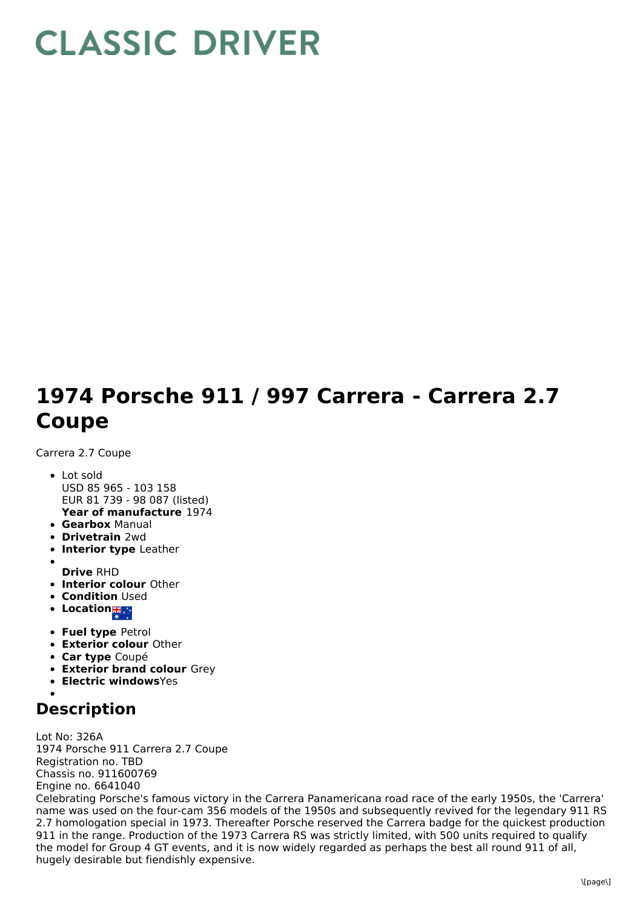# CLASSIC DRIVER

# 1974 Porsche 911 / 997 Carrera - Carrera 2.7 Coupe

Carrera 2.7 Coupe

- Lot sold
  USD 85 965 - 103 158
  EUR 81 739 - 98 087 (listed)
  **Year of manufacture** 1974
- **Gearbox** Manual
- **Drivetrain** 2wd
- **Interior type** Leather
- 
  **Drive** RHD
- **Interior colour** Other
- **Condition** Used
- **Location**
- **Fuel type** Petrol
- **Exterior colour** Other
- **Car type** Coupé
- **Exterior brand colour** Grey
- **Electric windows**Yes
- 

## Description

Lot No: 326A
1974 Porsche 911 Carrera 2.7 Coupe
Registration no. TBD
Chassis no. 911600769
Engine no. 6641040
Celebrating Porsche's famous victory in the Carrera Panamericana road race of the early 1950s, the 'Carrera' name was used on the four-cam 356 models of the 1950s and subsequently revived for the legendary 911 RS 2.7 homologation special in 1973. Thereafter Porsche reserved the Carrera badge for the quickest production 911 in the range. Production of the 1973 Carrera RS was strictly limited, with 500 units required to qualify the model for Group 4 GT events, and it is now widely regarded as perhaps the best all round 911 of all, hugely desirable but fiendishly expensive.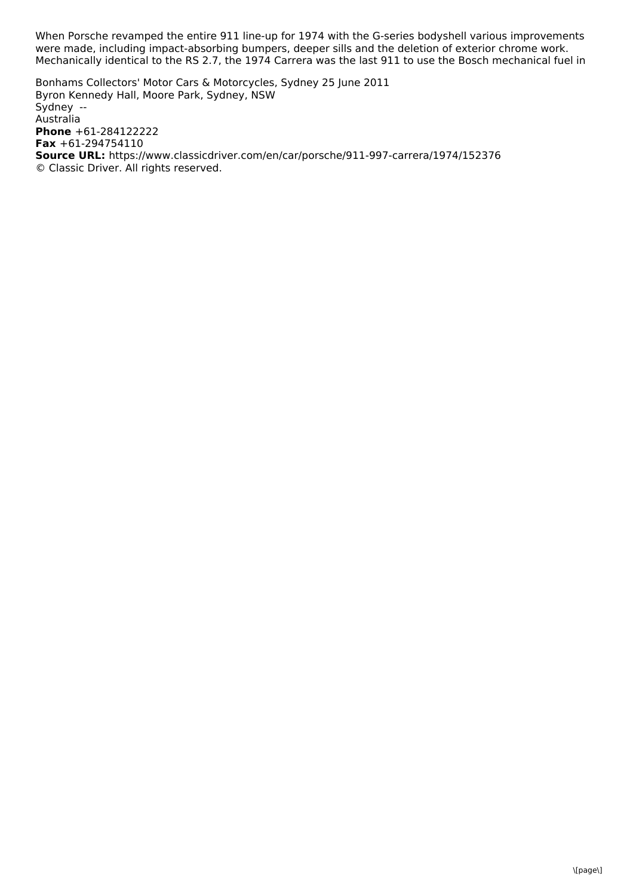When Porsche revamped the entire 911 line-up for 1974 with the G-series bodyshell various improvements were made, including impact-absorbing bumpers, deeper sills and the deletion of exterior chrome work. Mechanically identical to the RS 2.7, the 1974 Carrera was the last 911 to use the Bosch mechanical fuel in

Bonhams Collectors' Motor Cars & Motorcycles, Sydney 25 June 2011
Byron Kennedy Hall, Moore Park, Sydney, NSW
Sydney --
Australia
**Phone** +61-284122222
**Fax** +61-294754110
**Source URL:** https://www.classicdriver.com/en/car/porsche/911-997-carrera/1974/152376
© Classic Driver. All rights reserved.